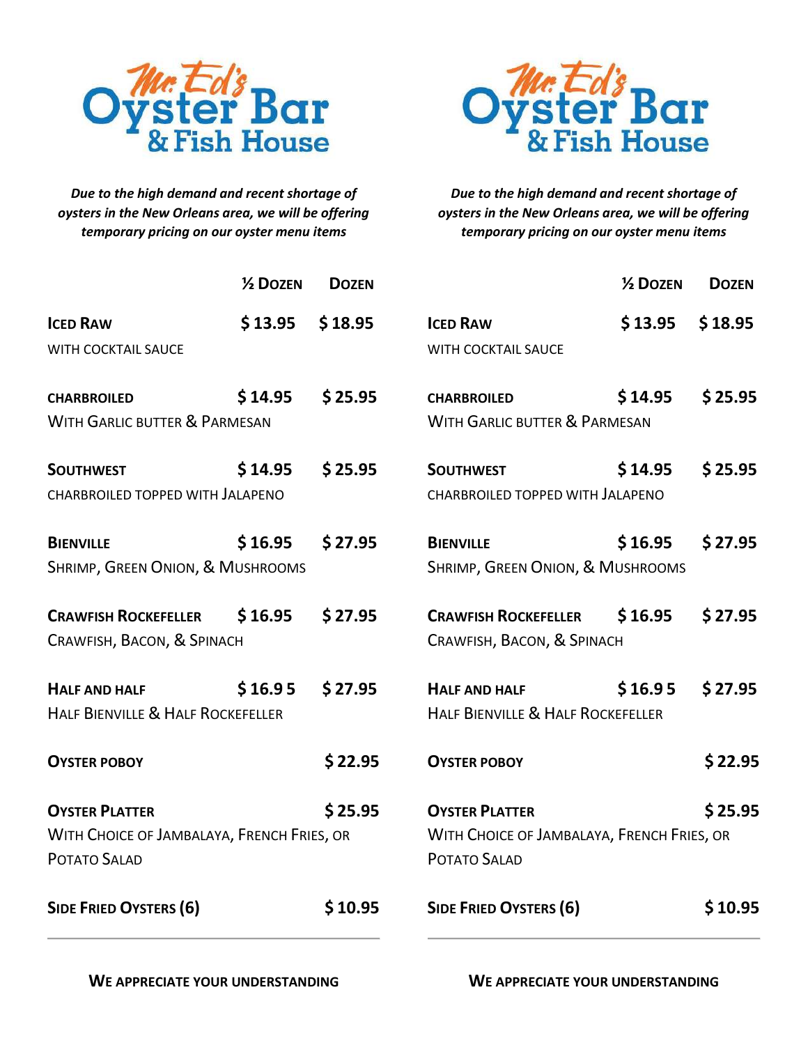# Mr. Ed's Oyster Bar & Fish House

***Due to the high demand and recent shortage of oysters in the New Orleans area, we will be offering temporary pricing on our oyster menu items***

| | ½ Dozen | Dozen |
|---|---|---|
| **Iced Raw**<br>with cocktail sauce | $ 13.95 | $ 18.95 |
| **Charbroiled**<br>With Garlic butter & Parmesan | $ 14.95 | $ 25.95 |
| **Southwest**<br>charbroiled topped with Jalapeno | $ 14.95 | $ 25.95 |
| **Bienville**<br>Shrimp, Green Onion, & Mushrooms | $ 16.95 | $ 27.95 |
| **Crawfish Rockefeller**<br>Crawfish, Bacon, & Spinach | $ 16.95 | $ 27.95 |
| **Half and half**<br>Half Bienville & Half Rockefeller | $ 16.9 5 | $ 27.95 |
| **Oyster Poboy** | | $ 22.95 |
| **Oyster Platter**<br>With Choice of Jambalaya, French Fries, or Potato Salad | | $ 25.95 |
| **Side Fried Oysters (6)** | | $ 10.95 |

**We appreciate your understanding**

# Mr. Ed's Oyster Bar & Fish House

***Due to the high demand and recent shortage of oysters in the New Orleans area, we will be offering temporary pricing on our oyster menu items***

| | ½ Dozen | Dozen |
|---|---|---|
| **Iced Raw**<br>with cocktail sauce | $ 13.95 | $ 18.95 |
| **Charbroiled**<br>With Garlic butter & Parmesan | $ 14.95 | $ 25.95 |
| **Southwest**<br>charbroiled topped with Jalapeno | $ 14.95 | $ 25.95 |
| **Bienville**<br>Shrimp, Green Onion, & Mushrooms | $ 16.95 | $ 27.95 |
| **Crawfish Rockefeller**<br>Crawfish, Bacon, & Spinach | $ 16.95 | $ 27.95 |
| **Half and half**<br>Half Bienville & Half Rockefeller | $ 16.9 5 | $ 27.95 |
| **Oyster Poboy** | | $ 22.95 |
| **Oyster Platter**<br>With Choice of Jambalaya, French Fries, or Potato Salad | | $ 25.95 |
| **Side Fried Oysters (6)** | | $ 10.95 |

**We appreciate your understanding**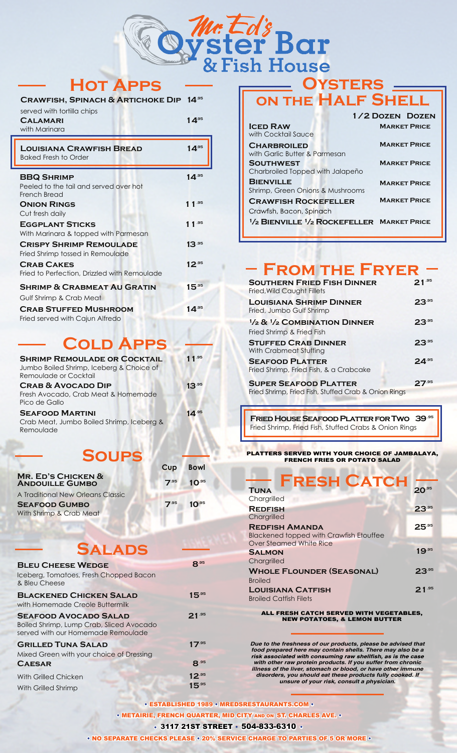# Mr. Ed's Oyster Bar & Fish House

## Hot Apps

**Crawfish, Spinach & Artichoke Dip** 14.95
served with tortilla chips

**Calamari** 14.95
with Marinara

**Louisiana Crawfish Bread** 14.95
Baked Fresh to Order

**BBQ Shrimp** 14.95
Peeled to the tail and served over hot French Bread

**Onion Rings** 11.95
Cut fresh daily

**Eggplant Sticks** 11.95
With Marinara & topped with Parmesan

**Crispy Shrimp Remoulade** 13.95
Fried Shrimp tossed in Remoulade

**Crab Cakes** 12.95
Fried to Perfection, Drizzled with Remoulade

**Shrimp & Crabmeat Au Gratin** 15.95
Gulf Shrimp & Crab Meat

**Crab Stuffed Mushroom** 14.95
Fried served with Cajun Alfredo

## Cold Apps

**Shrimp Remoulade or Cocktail** 11.95
Jumbo Boiled Shrimp, Iceberg & Choice of Remoulade or Cocktail

**Crab & Avocado Dip** 13.95
Fresh Avocado, Crab Meat & Homemade Pico de Gallo

**Seafood Martini** 14.95
Crab Meat, Jumbo Boiled Shrimp, Iceberg & Remoulade

## Soups

| | Cup | Bowl |
|---|---|---|
| **Mr. Ed's Chicken & Andouille Gumbo** – A Traditional New Orleans Classic | 7.95 | 10.95 |
| **Seafood Gumbo** – With Shrimp & Crab Meat | 7.95 | 10.95 |

## Salads

**Bleu Cheese Wedge** 8.95
Iceberg, Tomatoes, Fresh Chopped Bacon & Bleu Cheese

**Blackened Chicken Salad** 15.95
with Homemade Creole Buttermilk

**Seafood Avocado Salad** 21.95
Boiled Shrimp, Lump Crab, Sliced Avocado served with our Homemade Remoulade

**Grilled Tuna Salad** 17.95
Mixed Green with your choice of Dressing

**Caesar** 8.95
With Grilled Chicken 12.95
With Grilled Shrimp 15.95

## Oysters on the Half Shell

| | 1/2 Dozen Dozen |
|---|---|
| **Iced Raw** – with Cocktail Sauce | Market Price |
| **Charbroiled** – with Garlic Butter & Parmesan | Market Price |
| **Southwest** – Charbroiled Topped with Jalapeño | Market Price |
| **Bienville** – Shrimp, Green Onions & Mushrooms | Market Price |
| **Crawfish Rockefeller** – Crawfish, Bacon, Spinach | Market Price |
| **1/2 Bienville 1/2 Rockefeller** | Market Price |

## From the Fryer

**Southern Fried Fish Dinner** 21.95
Fried, Wild Caught Fillets

**Louisiana Shrimp Dinner** 23.95
Fried, Jumbo Gulf Shrimp

**1/2 & 1/2 Combination Dinner** 23.95
Fried Shrimp & Fried Fish

**Stuffed Crab Dinner** 23.95
With Crabmeat Stuffing

**Seafood Platter** 24.95
Fried Shrimp, Fried Fish, & a Crabcake

**Super Seafood Platter** 27.95
Fried Shrimp, Fried Fish, Stuffed Crab & Onion Rings

**Fried House Seafood Platter for Two** 39.95
Fried Shrimp, Fried Fish, Stuffed Crabs & Onion Rings

PLATTERS SERVED WITH YOUR CHOICE OF JAMBALAYA, FRENCH FRIES OR POTATO SALAD

## Fresh Catch

**Tuna** 20.95
Chargrilled

**Redfish** 23.95
Chargrilled

**Redfish Amanda** 25.95
Blackened topped with Crawfish Etouffee Over Steamed White Rice

**Salmon** 19.95
Chargrilled

**Whole Flounder (Seasonal)** 23.95
Broiled

**Louisiana Catfish** 21.95
Broiled Catfish Filets

ALL FRESH CATCH SERVED WITH VEGETABLES, NEW POTATOES, & LEMON BUTTER

*Due to the freshness of our products, please be advised that food prepared here may contain shells. There may also be a risk associated with consuming raw shellfish, as is the case with other raw protein products. If you suffer from chronic illness of the liver, stomach or blood, or have other immune disorders, you should eat these products fully cooked. If unsure of your risk, consult a physician.*

• ESTABLISHED 1989 • MREDSRESTAURANTS.COM •

• METAIRIE, FRENCH QUARTER, MID CITY AND ON ST. CHARLES AVE. •

• 3117 21ST STREET • 504-833-6310 •

• NO SEPARATE CHECKS PLEASE • 20% SERVICE CHARGE TO PARTIES OF 5 OR MORE •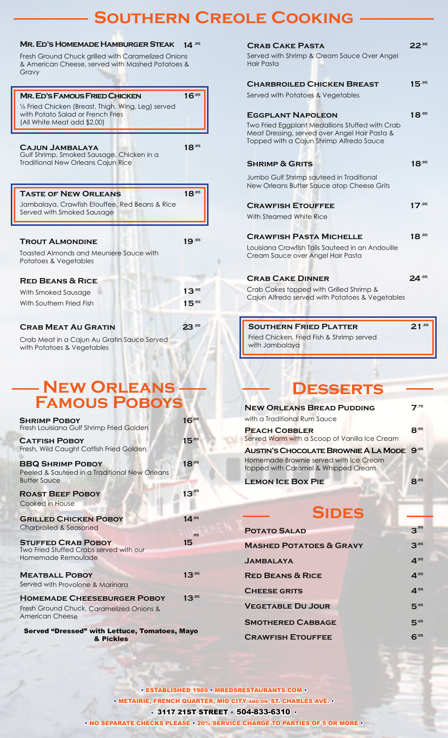# Southern Creole Cooking

**Mr. Ed's Homemade Hamburger Steak** 14.95

Fresh Ground Chuck grilled with Caramelized Onions & American Cheese, served with Mashed Potatoes & Gravy

**Mr. Ed's Famous Fried Chicken** 16.95

½ Fried Chicken (Breast, Thigh, Wing, Leg) served with Potato Salad or French Fries
(All White Meat add $2.00)

**Cajun Jambalaya** 18.95

Gulf Shrimp, Smoked Sausage, Chicken in a Traditional New Orleans Cajun Rice

**Taste of New Orleans** 18.95

Jambalaya, Crawfish Etouffee, Red Beans & Rice Served with Smoked Sausage

**Trout Almondine** 19.95

Toasted Almonds and Meuniere Sauce with Potatoes & Vegetables

**Red Beans & Rice**

With Smoked Sausage 13.95

With Southern Fried Fish 15.95

**Crab Meat Au Gratin** 23.95

Crab Meat in a Cajun Au Gratin Sauce Served with Potatoes & Vegetables

**Crab Cake Pasta** 22.95

Served with Shrimp & Cream Sauce Over Angel Hair Pasta

**Charbroiled Chicken Breast** 15.95

Served with Potatoes & Vegetables

**Eggplant Napoleon** 18.95

Two Fried Eggplant Medallions Stuffed with Crab Meat Dressing, served over Angel Hair Pasta & Topped with a Cajun Shrimp Alfredo Sauce

**Shrimp & Grits** 18.95

Jumbo Gulf Shrimp sauteed in Traditional New Orleans Butter Sauce atop Cheese Grits

**Crawfish Etouffee** 17.95

With Steamed White Rice

**Crawfish Pasta Michelle** 18.95

Louisiana Crawfish Tails Sauteed in an Andouille Cream Sauce over Angel Hair Pasta

**Crab Cake Dinner** 24.95

Crab Cakes topped with Grilled Shrimp & Cajun Alfredo served with Potatoes & Vegetables

**Southern Fried Platter** 21.95

Fried Chicken, Fried Fish & Shrimp served with Jambalaya

# New Orleans Famous Poboys

**Shrimp Poboy** 16.95

Fresh Louisiana Gulf Shrimp Fried Golden

**Catfish Poboy** 15.95

Fresh, Wild Caught Catfish Fried Golden

**BBQ Shrimp Poboy** 18.95

Peeled & Sauteed in a Traditional New Orleans Butter Sauce

**Roast Beef Poboy** 13.95

Cooked in House

**Grilled Chicken Poboy** 14.95

Charbroiled & Seasoned

**Stuffed Crab Poboy** 15.95

Two Fried Stuffed Crabs served with our Homemade Remoulade

**Meatball Poboy** 13.95

Served with Provolone & Marinara

**Homemade Cheeseburger Poboy** 13.95

Fresh Ground Chuck, Caramelized Onions & American Cheese

**Served "Dressed" with Lettuce, Tomatoes, Mayo & Pickles**

# Desserts

**New Orleans Bread Pudding** 7.75

with a Traditional Rum Sauce

**Peach Cobbler** 8.95

Served Warm with a Scoop of Vanilla Ice Cream

**Austin's Chocolate Brownie A La Mode** 9.95

Homemade Brownie served with Ice Cream topped with Caramel & Whipped Cream

**Lemon Ice Box Pie** 8.95

# Sides

| | |
|---|---|
| **Potato Salad** | 3.95 |
| **Mashed Potatoes & Gravy** | 3.95 |
| **Jambalaya** | 4.95 |
| **Red Beans & Rice** | 4.95 |
| **Cheese Grits** | 4.95 |
| **Vegetable Du Jour** | 5.95 |
| **Smothered Cabbage** | 5.95 |
| **Crawfish Etouffee** | 6.95 |

• ESTABLISHED 1989 • MREDSRESTAURANTS.COM •

• METAIRIE, FRENCH QUARTER, MID CITY AND ON ST. CHARLES AVE. •

• 3117 21ST STREET • 504-833-6310 •

• NO SEPARATE CHECKS PLEASE • 20% SERVICE CHARGE TO PARTIES OF 5 OR MORE •